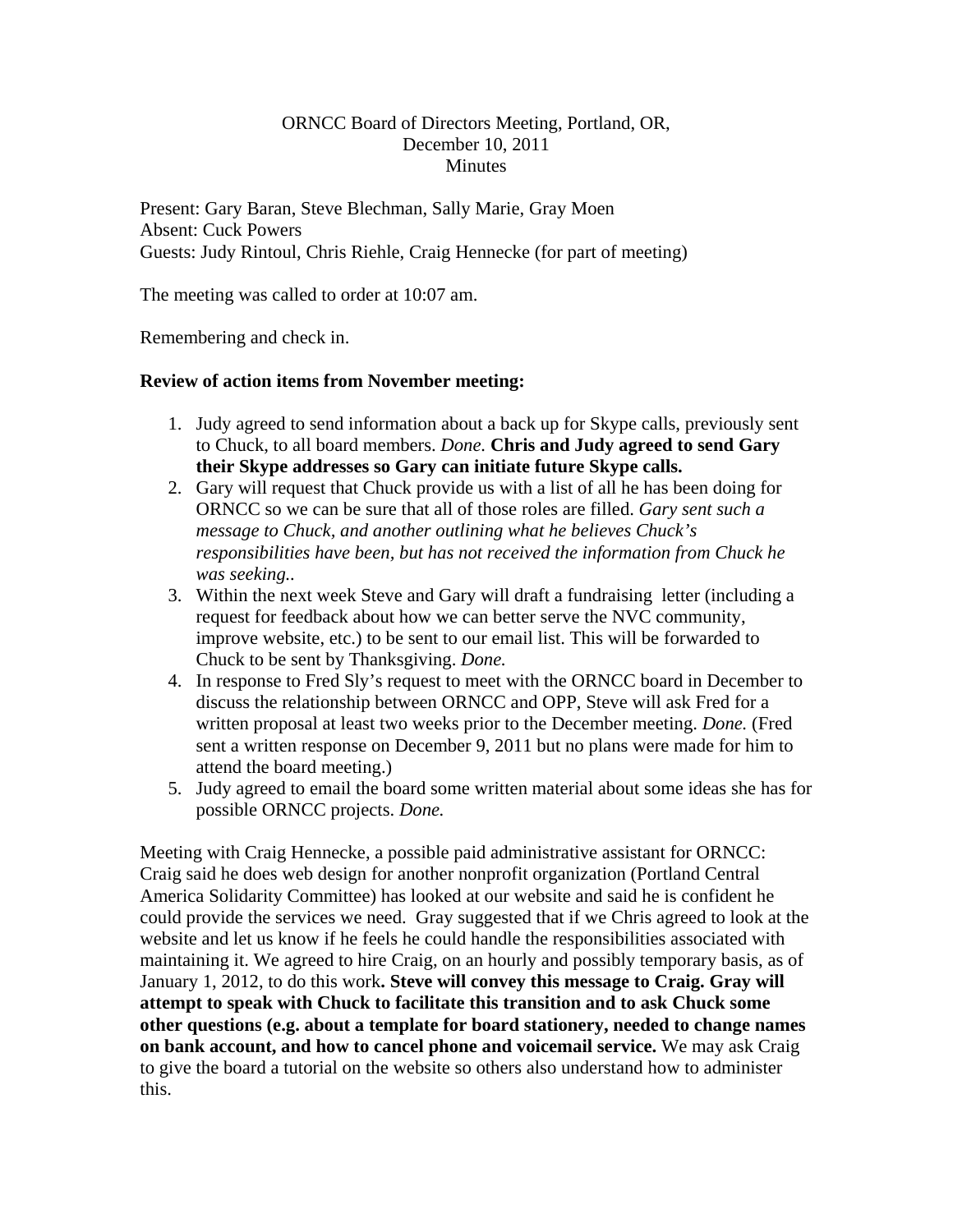ORNCC Board of Directors Meeting, Portland, OR,
December 10, 2011
Minutes

Present: Gary Baran, Steve Blechman, Sally Marie, Gray Moen
Absent: Cuck Powers
Guests: Judy Rintoul, Chris Riehle, Craig Hennecke (for part of meeting)

The meeting was called to order at 10:07 am.

Remembering and check in.

**Review of action items from November meeting:**

1. Judy agreed to send information about a back up for Skype calls, previously sent to Chuck, to all board members. *Done.* **Chris and Judy agreed to send Gary their Skype addresses so Gary can initiate future Skype calls.**
2. Gary will request that Chuck provide us with a list of all he has been doing for ORNCC so we can be sure that all of those roles are filled. *Gary sent such a message to Chuck, and another outlining what he believes Chuck's responsibilities have been, but has not received the information from Chuck he was seeking..*
3. Within the next week Steve and Gary will draft a fundraising letter (including a request for feedback about how we can better serve the NVC community, improve website, etc.) to be sent to our email list. This will be forwarded to Chuck to be sent by Thanksgiving. *Done.*
4. In response to Fred Sly's request to meet with the ORNCC board in December to discuss the relationship between ORNCC and OPP, Steve will ask Fred for a written proposal at least two weeks prior to the December meeting. *Done.* (Fred sent a written response on December 9, 2011 but no plans were made for him to attend the board meeting.)
5. Judy agreed to email the board some written material about some ideas she has for possible ORNCC projects. *Done.*

Meeting with Craig Hennecke, a possible paid administrative assistant for ORNCC: Craig said he does web design for another nonprofit organization (Portland Central America Solidarity Committee) has looked at our website and said he is confident he could provide the services we need. Gray suggested that if we Chris agreed to look at the website and let us know if he feels he could handle the responsibilities associated with maintaining it. We agreed to hire Craig, on an hourly and possibly temporary basis, as of January 1, 2012, to do this work**. Steve will convey this message to Craig. Gray will attempt to speak with Chuck to facilitate this transition and to ask Chuck some other questions (e.g. about a template for board stationery, needed to change names on bank account, and how to cancel phone and voicemail service.** We may ask Craig to give the board a tutorial on the website so others also understand how to administer this.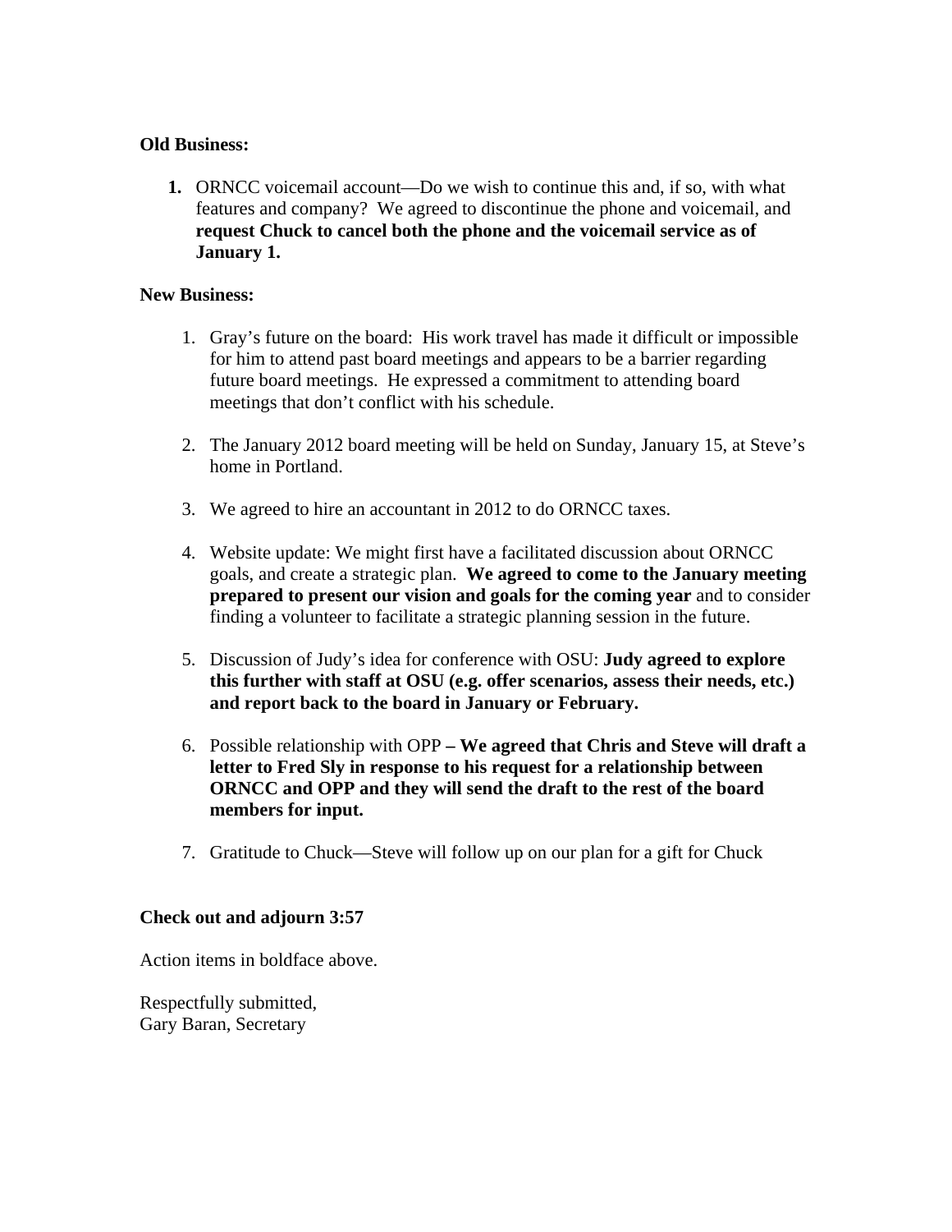**Old Business:**

1. ORNCC voicemail account—Do we wish to continue this and, if so, with what features and company? We agreed to discontinue the phone and voicemail, and **request Chuck to cancel both the phone and the voicemail service as of January 1.**

**New Business:**

1. Gray's future on the board: His work travel has made it difficult or impossible for him to attend past board meetings and appears to be a barrier regarding future board meetings. He expressed a commitment to attending board meetings that don't conflict with his schedule.
2. The January 2012 board meeting will be held on Sunday, January 15, at Steve's home in Portland.
3. We agreed to hire an accountant in 2012 to do ORNCC taxes.
4. Website update: We might first have a facilitated discussion about ORNCC goals, and create a strategic plan. **We agreed to come to the January meeting prepared to present our vision and goals for the coming year** and to consider finding a volunteer to facilitate a strategic planning session in the future.
5. Discussion of Judy's idea for conference with OSU: **Judy agreed to explore this further with staff at OSU (e.g. offer scenarios, assess their needs, etc.) and report back to the board in January or February.**
6. Possible relationship with OPP **– We agreed that Chris and Steve will draft a letter to Fred Sly in response to his request for a relationship between ORNCC and OPP and they will send the draft to the rest of the board members for input.**
7. Gratitude to Chuck—Steve will follow up on our plan for a gift for Chuck

**Check out and adjourn 3:57**

Action items in boldface above.

Respectfully submitted,
Gary Baran, Secretary